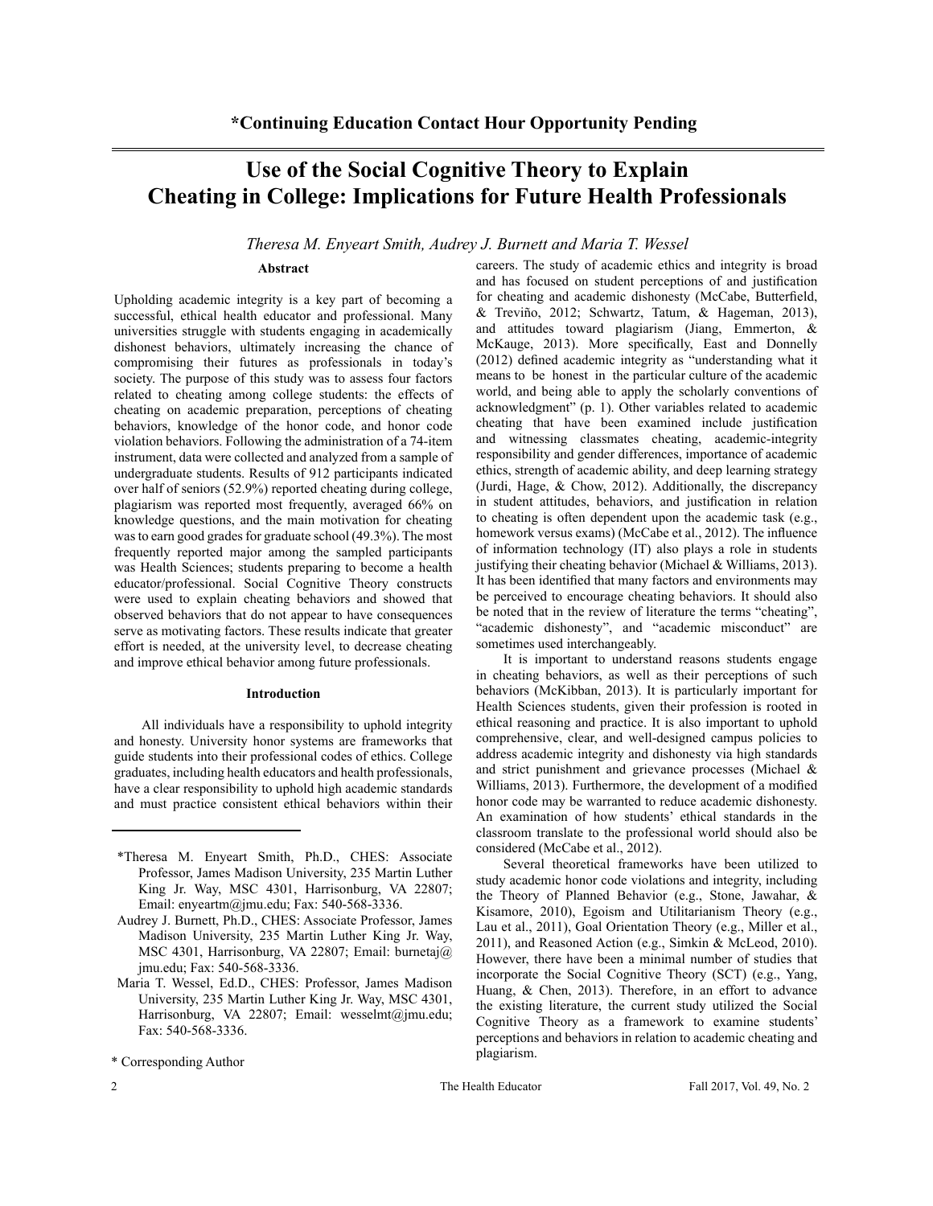**\*Continuing Education Contact Hour Opportunity Pending**

# Use of the Social Cognitive Theory to Explain Cheating in College: Implications for Future Health Professionals

*Theresa M. Enyeart Smith, Audrey J. Burnett and Maria T. Wessel*

## Abstract

Upholding academic integrity is a key part of becoming a successful, ethical health educator and professional. Many universities struggle with students engaging in academically dishonest behaviors, ultimately increasing the chance of compromising their futures as professionals in today's society. The purpose of this study was to assess four factors related to cheating among college students: the effects of cheating on academic preparation, perceptions of cheating behaviors, knowledge of the honor code, and honor code violation behaviors. Following the administration of a 74-item instrument, data were collected and analyzed from a sample of undergraduate students. Results of 912 participants indicated over half of seniors (52.9%) reported cheating during college, plagiarism was reported most frequently, averaged 66% on knowledge questions, and the main motivation for cheating was to earn good grades for graduate school (49.3%). The most frequently reported major among the sampled participants was Health Sciences; students preparing to become a health educator/professional. Social Cognitive Theory constructs were used to explain cheating behaviors and showed that observed behaviors that do not appear to have consequences serve as motivating factors. These results indicate that greater effort is needed, at the university level, to decrease cheating and improve ethical behavior among future professionals.

## Introduction

All individuals have a responsibility to uphold integrity and honesty. University honor systems are frameworks that guide students into their professional codes of ethics. College graduates, including health educators and health professionals, have a clear responsibility to uphold high academic standards and must practice consistent ethical behaviors within their careers. The study of academic ethics and integrity is broad and has focused on student perceptions of and justification for cheating and academic dishonesty (McCabe, Butterfield, & Treviño, 2012; Schwartz, Tatum, & Hageman, 2013), and attitudes toward plagiarism (Jiang, Emmerton, & McKauge, 2013). More specifically, East and Donnelly (2012) defined academic integrity as "understanding what it means to be honest in the particular culture of the academic world, and being able to apply the scholarly conventions of acknowledgment" (p. 1). Other variables related to academic cheating that have been examined include justification and witnessing classmates cheating, academic-integrity responsibility and gender differences, importance of academic ethics, strength of academic ability, and deep learning strategy (Jurdi, Hage, & Chow, 2012). Additionally, the discrepancy in student attitudes, behaviors, and justification in relation to cheating is often dependent upon the academic task (e.g., homework versus exams) (McCabe et al., 2012). The influence of information technology (IT) also plays a role in students justifying their cheating behavior (Michael & Williams, 2013). It has been identified that many factors and environments may be perceived to encourage cheating behaviors. It should also be noted that in the review of literature the terms "cheating", "academic dishonesty", and "academic misconduct" are sometimes used interchangeably.

It is important to understand reasons students engage in cheating behaviors, as well as their perceptions of such behaviors (McKibban, 2013). It is particularly important for Health Sciences students, given their profession is rooted in ethical reasoning and practice. It is also important to uphold comprehensive, clear, and well-designed campus policies to address academic integrity and dishonesty via high standards and strict punishment and grievance processes (Michael & Williams, 2013). Furthermore, the development of a modified honor code may be warranted to reduce academic dishonesty. An examination of how students' ethical standards in the classroom translate to the professional world should also be considered (McCabe et al., 2012).

Several theoretical frameworks have been utilized to study academic honor code violations and integrity, including the Theory of Planned Behavior (e.g., Stone, Jawahar, & Kisamore, 2010), Egoism and Utilitarianism Theory (e.g., Lau et al., 2011), Goal Orientation Theory (e.g., Miller et al., 2011), and Reasoned Action (e.g., Simkin & McLeod, 2010). However, there have been a minimal number of studies that incorporate the Social Cognitive Theory (SCT) (e.g., Yang, Huang, & Chen, 2013). Therefore, in an effort to advance the existing literature, the current study utilized the Social Cognitive Theory as a framework to examine students' perceptions and behaviors in relation to academic cheating and plagiarism.

---

\*Theresa M. Enyeart Smith, Ph.D., CHES: Associate Professor, James Madison University, 235 Martin Luther King Jr. Way, MSC 4301, Harrisonburg, VA 22807; Email: enyeartm@jmu.edu; Fax: 540-568-3336.

Audrey J. Burnett, Ph.D., CHES: Associate Professor, James Madison University, 235 Martin Luther King Jr. Way, MSC 4301, Harrisonburg, VA 22807; Email: burnetaj@jmu.edu; Fax: 540-568-3336.

Maria T. Wessel, Ed.D., CHES: Professor, James Madison University, 235 Martin Luther King Jr. Way, MSC 4301, Harrisonburg, VA 22807; Email: wesselmt@jmu.edu; Fax: 540-568-3336.

\* Corresponding Author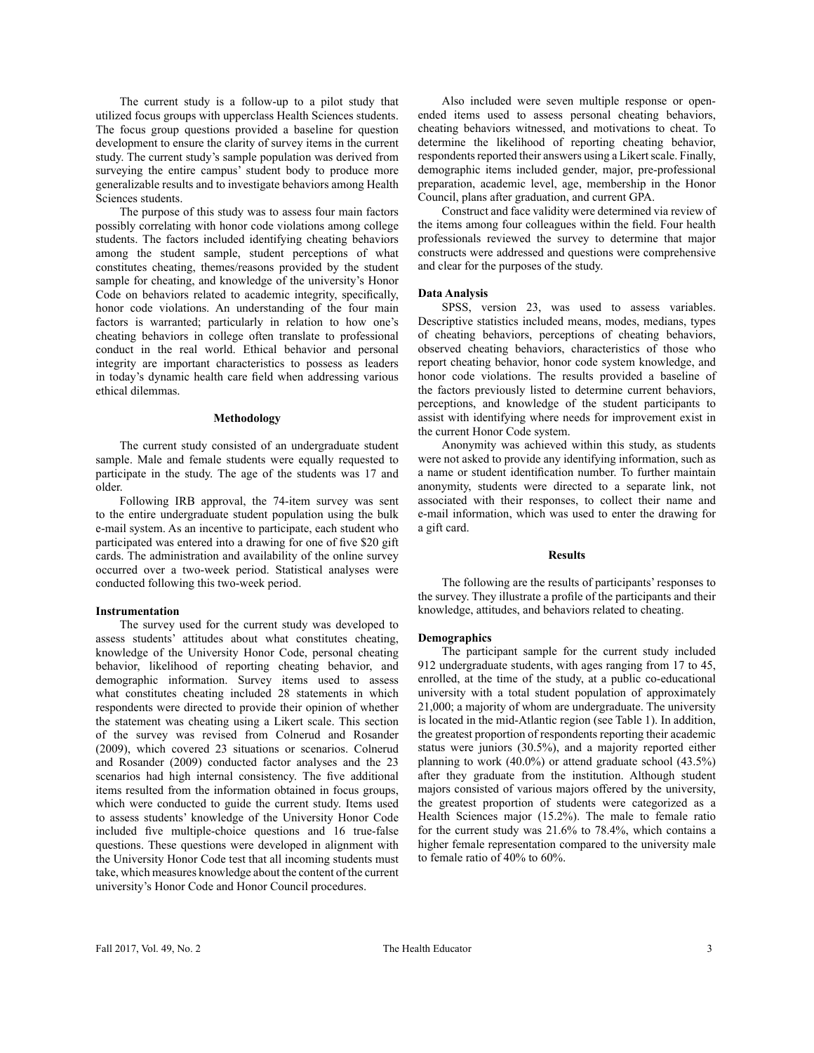The current study is a follow-up to a pilot study that utilized focus groups with upperclass Health Sciences students. The focus group questions provided a baseline for question development to ensure the clarity of survey items in the current study. The current study's sample population was derived from surveying the entire campus' student body to produce more generalizable results and to investigate behaviors among Health Sciences students.

The purpose of this study was to assess four main factors possibly correlating with honor code violations among college students. The factors included identifying cheating behaviors among the student sample, student perceptions of what constitutes cheating, themes/reasons provided by the student sample for cheating, and knowledge of the university's Honor Code on behaviors related to academic integrity, specifically, honor code violations. An understanding of the four main factors is warranted; particularly in relation to how one's cheating behaviors in college often translate to professional conduct in the real world. Ethical behavior and personal integrity are important characteristics to possess as leaders in today's dynamic health care field when addressing various ethical dilemmas.

## Methodology

The current study consisted of an undergraduate student sample. Male and female students were equally requested to participate in the study. The age of the students was 17 and older.

Following IRB approval, the 74-item survey was sent to the entire undergraduate student population using the bulk e-mail system. As an incentive to participate, each student who participated was entered into a drawing for one of five $20 gift cards. The administration and availability of the online survey occurred over a two-week period. Statistical analyses were conducted following this two-week period.

### Instrumentation

The survey used for the current study was developed to assess students' attitudes about what constitutes cheating, knowledge of the University Honor Code, personal cheating behavior, likelihood of reporting cheating behavior, and demographic information. Survey items used to assess what constitutes cheating included 28 statements in which respondents were directed to provide their opinion of whether the statement was cheating using a Likert scale. This section of the survey was revised from Colnerud and Rosander (2009), which covered 23 situations or scenarios. Colnerud and Rosander (2009) conducted factor analyses and the 23 scenarios had high internal consistency. The five additional items resulted from the information obtained in focus groups, which were conducted to guide the current study. Items used to assess students' knowledge of the University Honor Code included five multiple-choice questions and 16 true-false questions. These questions were developed in alignment with the University Honor Code test that all incoming students must take, which measures knowledge about the content of the current university's Honor Code and Honor Council procedures.

Also included were seven multiple response or open-ended items used to assess personal cheating behaviors, cheating behaviors witnessed, and motivations to cheat. To determine the likelihood of reporting cheating behavior, respondents reported their answers using a Likert scale. Finally, demographic items included gender, major, pre-professional preparation, academic level, age, membership in the Honor Council, plans after graduation, and current GPA.

Construct and face validity were determined via review of the items among four colleagues within the field. Four health professionals reviewed the survey to determine that major constructs were addressed and questions were comprehensive and clear for the purposes of the study.

### Data Analysis

SPSS, version 23, was used to assess variables. Descriptive statistics included means, modes, medians, types of cheating behaviors, perceptions of cheating behaviors, observed cheating behaviors, characteristics of those who report cheating behavior, honor code system knowledge, and honor code violations. The results provided a baseline of the factors previously listed to determine current behaviors, perceptions, and knowledge of the student participants to assist with identifying where needs for improvement exist in the current Honor Code system.

Anonymity was achieved within this study, as students were not asked to provide any identifying information, such as a name or student identification number. To further maintain anonymity, students were directed to a separate link, not associated with their responses, to collect their name and e-mail information, which was used to enter the drawing for a gift card.

## Results

The following are the results of participants' responses to the survey. They illustrate a profile of the participants and their knowledge, attitudes, and behaviors related to cheating.

### Demographics

The participant sample for the current study included 912 undergraduate students, with ages ranging from 17 to 45, enrolled, at the time of the study, at a public co-educational university with a total student population of approximately 21,000; a majority of whom are undergraduate. The university is located in the mid-Atlantic region (see Table 1). In addition, the greatest proportion of respondents reporting their academic status were juniors (30.5%), and a majority reported either planning to work (40.0%) or attend graduate school (43.5%) after they graduate from the institution. Although student majors consisted of various majors offered by the university, the greatest proportion of students were categorized as a Health Sciences major (15.2%). The male to female ratio for the current study was 21.6% to 78.4%, which contains a higher female representation compared to the university male to female ratio of 40% to 60%.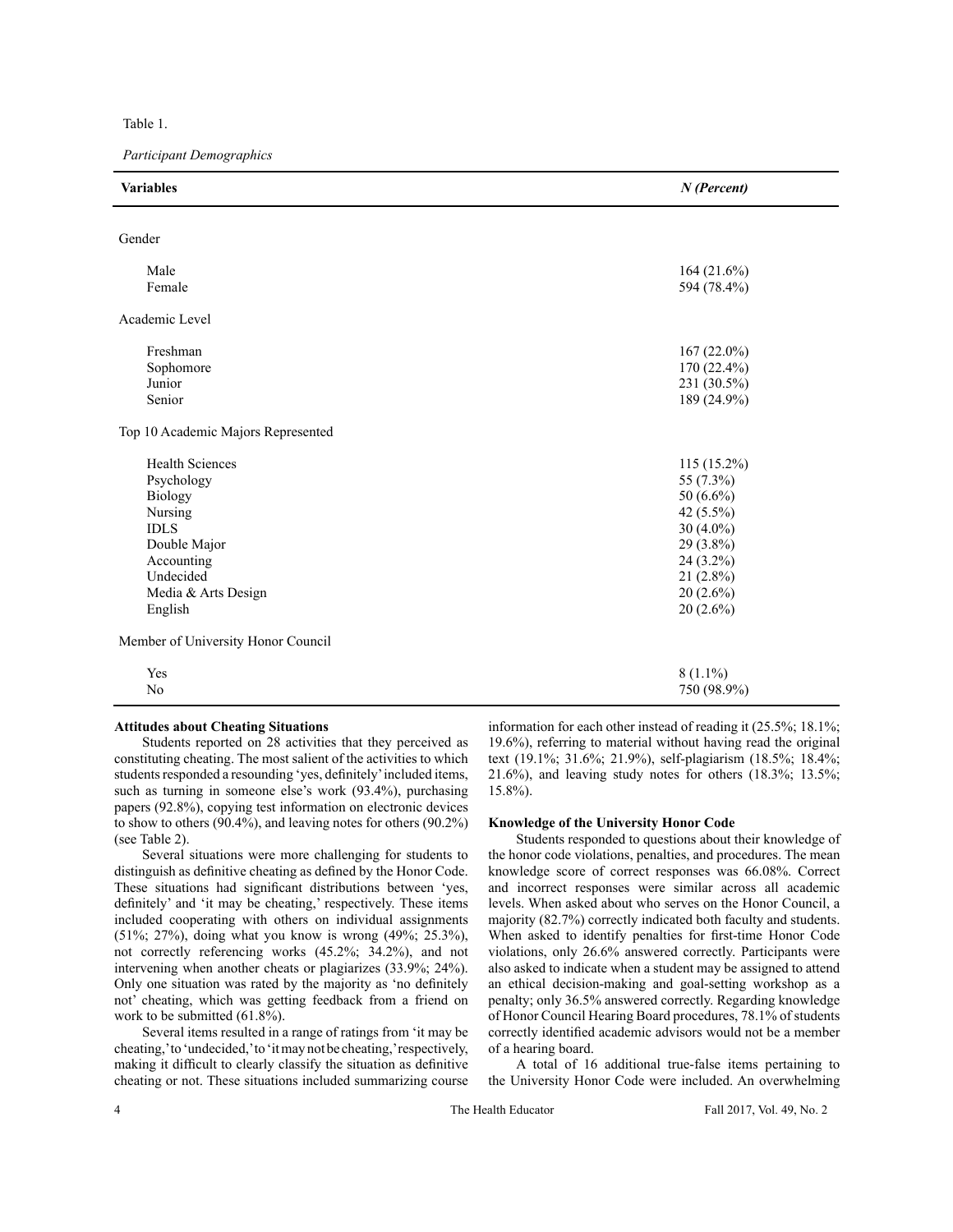Table 1.

*Participant Demographics*

| **Variables** | ***N (Percent)*** |
|---|---|
| Gender | |
| Male | 164 (21.6%) |
| Female | 594 (78.4%) |
| Academic Level | |
| Freshman | 167 (22.0%) |
| Sophomore | 170 (22.4%) |
| Junior | 231 (30.5%) |
| Senior | 189 (24.9%) |
| Top 10 Academic Majors Represented | |
| Health Sciences | 115 (15.2%) |
| Psychology | 55 (7.3%) |
| Biology | 50 (6.6%) |
| Nursing | 42 (5.5%) |
| IDLS | 30 (4.0%) |
| Double Major | 29 (3.8%) |
| Accounting | 24 (3.2%) |
| Undecided | 21 (2.8%) |
| Media & Arts Design | 20 (2.6%) |
| English | 20 (2.6%) |
| Member of University Honor Council | |
| Yes | 8 (1.1%) |
| No | 750 (98.9%) |

**Attitudes about Cheating Situations**

Students reported on 28 activities that they perceived as constituting cheating. The most salient of the activities to which students responded a resounding 'yes, definitely' included items, such as turning in someone else's work (93.4%), purchasing papers (92.8%), copying test information on electronic devices to show to others (90.4%), and leaving notes for others (90.2%) (see Table 2).

Several situations were more challenging for students to distinguish as definitive cheating as defined by the Honor Code. These situations had significant distributions between 'yes, definitely' and 'it may be cheating,' respectively. These items included cooperating with others on individual assignments (51%; 27%), doing what you know is wrong (49%; 25.3%), not correctly referencing works (45.2%; 34.2%), and not intervening when another cheats or plagiarizes (33.9%; 24%). Only one situation was rated by the majority as 'no definitely not' cheating, which was getting feedback from a friend on work to be submitted (61.8%).

Several items resulted in a range of ratings from 'it may be cheating,' to 'undecided,' to 'it may not be cheating,' respectively, making it difficult to clearly classify the situation as definitive cheating or not. These situations included summarizing course information for each other instead of reading it (25.5%; 18.1%; 19.6%), referring to material without having read the original text (19.1%; 31.6%; 21.9%), self-plagiarism (18.5%; 18.4%; 21.6%), and leaving study notes for others (18.3%; 13.5%; 15.8%).

**Knowledge of the University Honor Code**

Students responded to questions about their knowledge of the honor code violations, penalties, and procedures. The mean knowledge score of correct responses was 66.08%. Correct and incorrect responses were similar across all academic levels. When asked about who serves on the Honor Council, a majority (82.7%) correctly indicated both faculty and students. When asked to identify penalties for first-time Honor Code violations, only 26.6% answered correctly. Participants were also asked to indicate when a student may be assigned to attend an ethical decision-making and goal-setting workshop as a penalty; only 36.5% answered correctly. Regarding knowledge of Honor Council Hearing Board procedures, 78.1% of students correctly identified academic advisors would not be a member of a hearing board.

A total of 16 additional true-false items pertaining to the University Honor Code were included. An overwhelming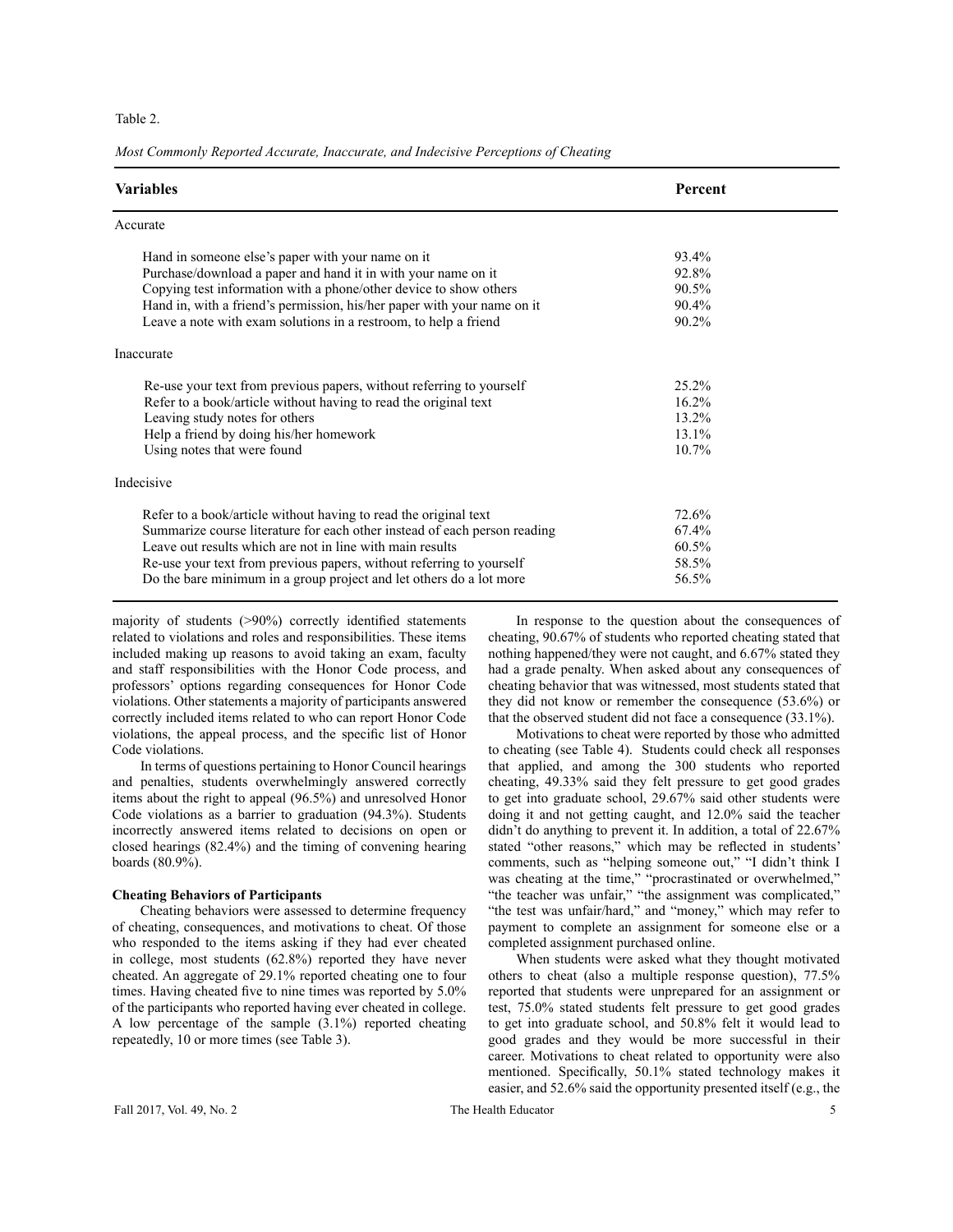Table 2.

*Most Commonly Reported Accurate, Inaccurate, and Indecisive Perceptions of Cheating*

| Variables | Percent |
|---|---|
| Accurate | |
| Hand in someone else's paper with your name on it | 93.4% |
| Purchase/download a paper and hand it in with your name on it | 92.8% |
| Copying test information with a phone/other device to show others | 90.5% |
| Hand in, with a friend's permission, his/her paper with your name on it | 90.4% |
| Leave a note with exam solutions in a restroom, to help a friend | 90.2% |
| Inaccurate | |
| Re-use your text from previous papers, without referring to yourself | 25.2% |
| Refer to a book/article without having to read the original text | 16.2% |
| Leaving study notes for others | 13.2% |
| Help a friend by doing his/her homework | 13.1% |
| Using notes that were found | 10.7% |
| Indecisive | |
| Refer to a book/article without having to read the original text | 72.6% |
| Summarize course literature for each other instead of each person reading | 67.4% |
| Leave out results which are not in line with main results | 60.5% |
| Re-use your text from previous papers, without referring to yourself | 58.5% |
| Do the bare minimum in a group project and let others do a lot more | 56.5% |

majority of students (>90%) correctly identified statements related to violations and roles and responsibilities. These items included making up reasons to avoid taking an exam, faculty and staff responsibilities with the Honor Code process, and professors' options regarding consequences for Honor Code violations. Other statements a majority of participants answered correctly included items related to who can report Honor Code violations, the appeal process, and the specific list of Honor Code violations.

In terms of questions pertaining to Honor Council hearings and penalties, students overwhelmingly answered correctly items about the right to appeal (96.5%) and unresolved Honor Code violations as a barrier to graduation (94.3%). Students incorrectly answered items related to decisions on open or closed hearings (82.4%) and the timing of convening hearing boards (80.9%).

**Cheating Behaviors of Participants**

Cheating behaviors were assessed to determine frequency of cheating, consequences, and motivations to cheat. Of those who responded to the items asking if they had ever cheated in college, most students (62.8%) reported they have never cheated. An aggregate of 29.1% reported cheating one to four times. Having cheated five to nine times was reported by 5.0% of the participants who reported having ever cheated in college. A low percentage of the sample (3.1%) reported cheating repeatedly, 10 or more times (see Table 3).

In response to the question about the consequences of cheating, 90.67% of students who reported cheating stated that nothing happened/they were not caught, and 6.67% stated they had a grade penalty. When asked about any consequences of cheating behavior that was witnessed, most students stated that they did not know or remember the consequence (53.6%) or that the observed student did not face a consequence (33.1%).

Motivations to cheat were reported by those who admitted to cheating (see Table 4). Students could check all responses that applied, and among the 300 students who reported cheating, 49.33% said they felt pressure to get good grades to get into graduate school, 29.67% said other students were doing it and not getting caught, and 12.0% said the teacher didn't do anything to prevent it. In addition, a total of 22.67% stated "other reasons," which may be reflected in students' comments, such as "helping someone out," "I didn't think I was cheating at the time," "procrastinated or overwhelmed," "the teacher was unfair," "the assignment was complicated," "the test was unfair/hard," and "money," which may refer to payment to complete an assignment for someone else or a completed assignment purchased online.

When students were asked what they thought motivated others to cheat (also a multiple response question), 77.5% reported that students were unprepared for an assignment or test, 75.0% stated students felt pressure to get good grades to get into graduate school, and 50.8% felt it would lead to good grades and they would be more successful in their career. Motivations to cheat related to opportunity were also mentioned. Specifically, 50.1% stated technology makes it easier, and 52.6% said the opportunity presented itself (e.g., the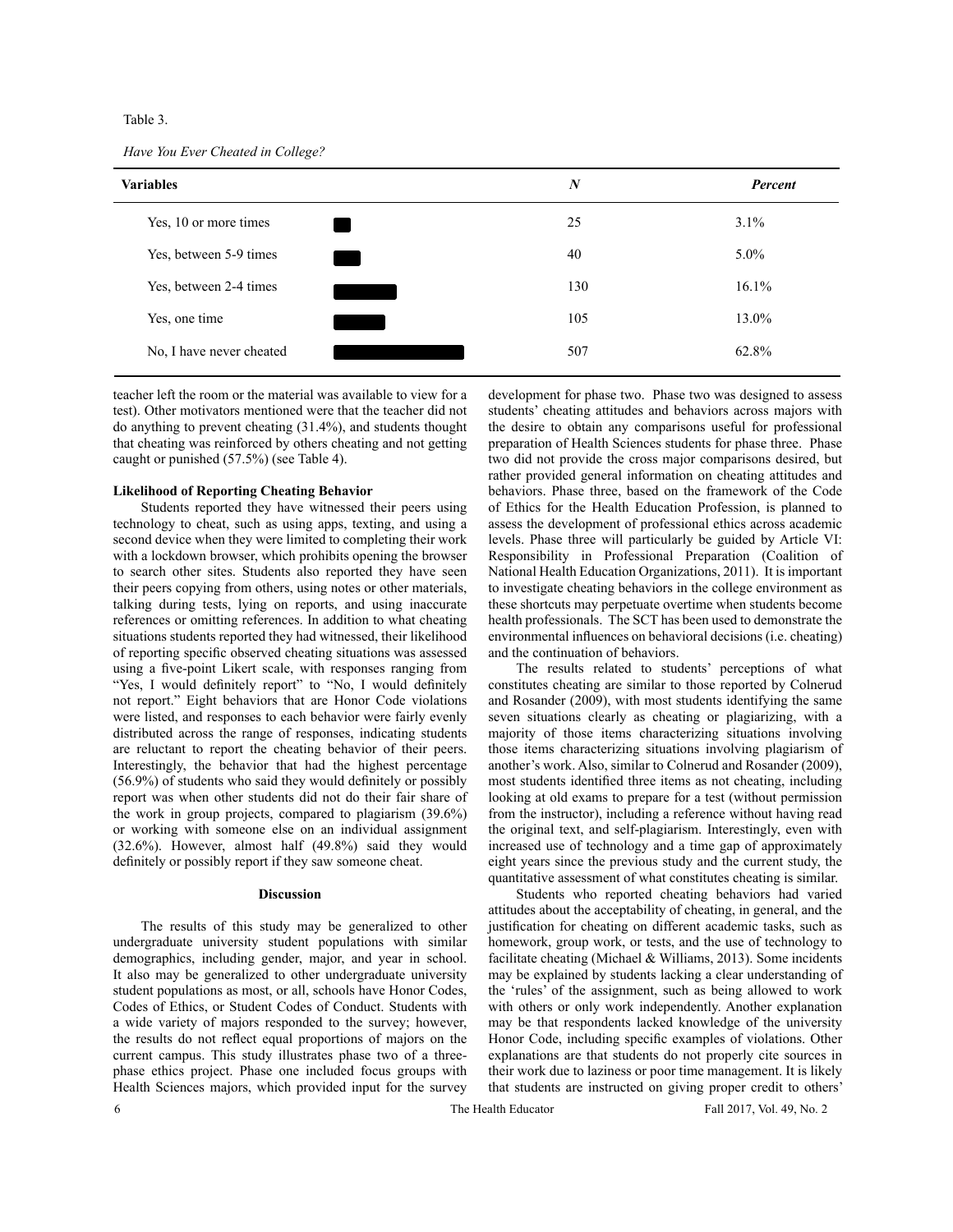Table 3.

*Have You Ever Cheated in College?*

| Variables | *N* | *Percent* |
|---|---|---|
| Yes, 10 or more times | 25 | 3.1% |
| Yes, between 5-9 times | 40 | 5.0% |
| Yes, between 2-4 times | 130 | 16.1% |
| Yes, one time | 105 | 13.0% |
| No, I have never cheated | 507 | 62.8% |

teacher left the room or the material was available to view for a test). Other motivators mentioned were that the teacher did not do anything to prevent cheating (31.4%), and students thought that cheating was reinforced by others cheating and not getting caught or punished (57.5%) (see Table 4).

**Likelihood of Reporting Cheating Behavior**

Students reported they have witnessed their peers using technology to cheat, such as using apps, texting, and using a second device when they were limited to completing their work with a lockdown browser, which prohibits opening the browser to search other sites. Students also reported they have seen their peers copying from others, using notes or other materials, talking during tests, lying on reports, and using inaccurate references or omitting references. In addition to what cheating situations students reported they had witnessed, their likelihood of reporting specific observed cheating situations was assessed using a five-point Likert scale, with responses ranging from "Yes, I would definitely report" to "No, I would definitely not report." Eight behaviors that are Honor Code violations were listed, and responses to each behavior were fairly evenly distributed across the range of responses, indicating students are reluctant to report the cheating behavior of their peers. Interestingly, the behavior that had the highest percentage (56.9%) of students who said they would definitely or possibly report was when other students did not do their fair share of the work in group projects, compared to plagiarism (39.6%) or working with someone else on an individual assignment (32.6%). However, almost half (49.8%) said they would definitely or possibly report if they saw someone cheat.

## Discussion

The results of this study may be generalized to other undergraduate university student populations with similar demographics, including gender, major, and year in school. It also may be generalized to other undergraduate university student populations as most, or all, schools have Honor Codes, Codes of Ethics, or Student Codes of Conduct. Students with a wide variety of majors responded to the survey; however, the results do not reflect equal proportions of majors on the current campus. This study illustrates phase two of a three-phase ethics project. Phase one included focus groups with Health Sciences majors, which provided input for the survey development for phase two. Phase two was designed to assess students' cheating attitudes and behaviors across majors with the desire to obtain any comparisons useful for professional preparation of Health Sciences students for phase three. Phase two did not provide the cross major comparisons desired, but rather provided general information on cheating attitudes and behaviors. Phase three, based on the framework of the Code of Ethics for the Health Education Profession, is planned to assess the development of professional ethics across academic levels. Phase three will particularly be guided by Article VI: Responsibility in Professional Preparation (Coalition of National Health Education Organizations, 2011). It is important to investigate cheating behaviors in the college environment as these shortcuts may perpetuate overtime when students become health professionals. The SCT has been used to demonstrate the environmental influences on behavioral decisions (i.e. cheating) and the continuation of behaviors.

The results related to students' perceptions of what constitutes cheating are similar to those reported by Colnerud and Rosander (2009), with most students identifying the same seven situations clearly as cheating or plagiarizing, with a majority of those items characterizing situations involving those items characterizing situations involving plagiarism of another's work. Also, similar to Colnerud and Rosander (2009), most students identified three items as not cheating, including looking at old exams to prepare for a test (without permission from the instructor), including a reference without having read the original text, and self-plagiarism. Interestingly, even with increased use of technology and a time gap of approximately eight years since the previous study and the current study, the quantitative assessment of what constitutes cheating is similar.

Students who reported cheating behaviors had varied attitudes about the acceptability of cheating, in general, and the justification for cheating on different academic tasks, such as homework, group work, or tests, and the use of technology to facilitate cheating (Michael & Williams, 2013). Some incidents may be explained by students lacking a clear understanding of the 'rules' of the assignment, such as being allowed to work with others or only work independently. Another explanation may be that respondents lacked knowledge of the university Honor Code, including specific examples of violations. Other explanations are that students do not properly cite sources in their work due to laziness or poor time management. It is likely that students are instructed on giving proper credit to others'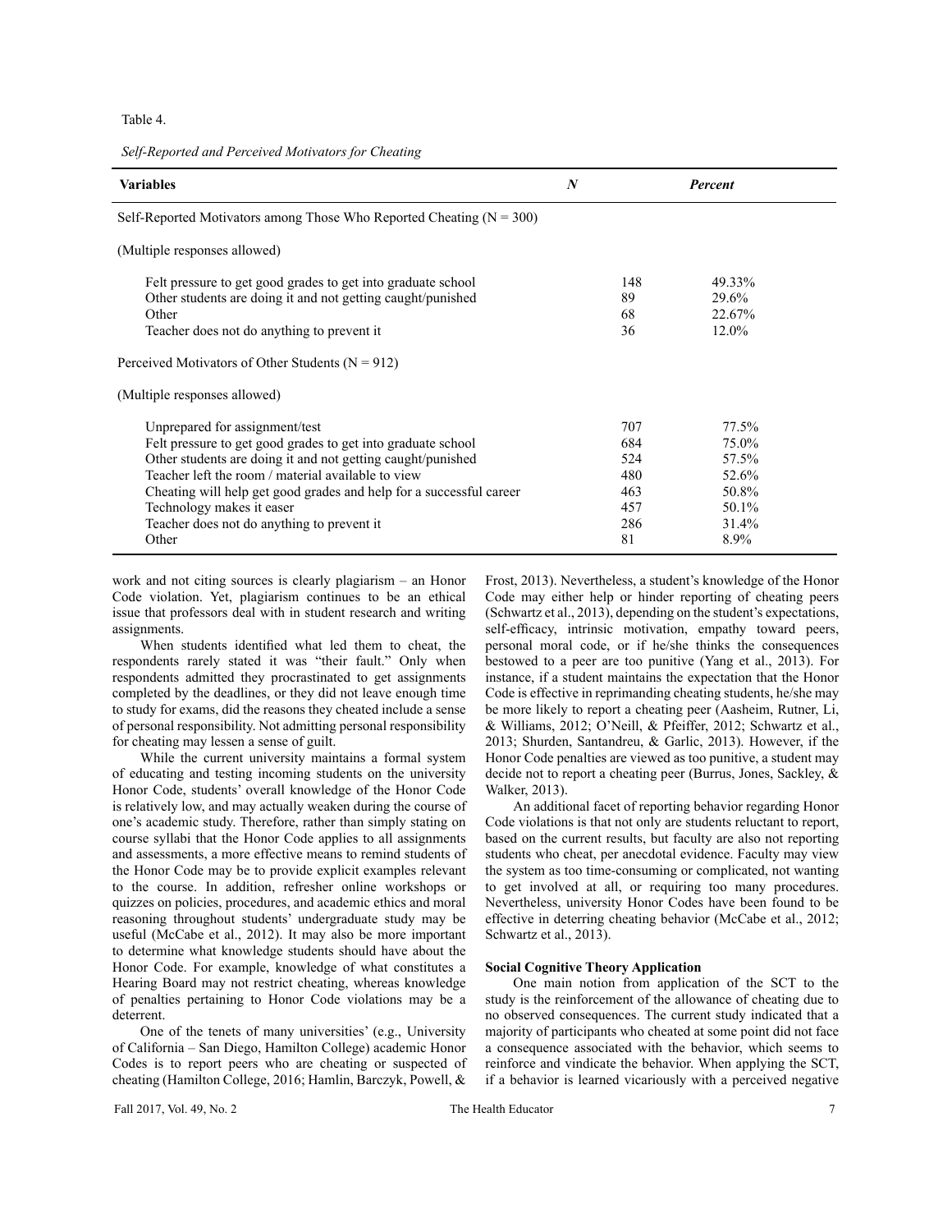Table 4.

*Self-Reported and Perceived Motivators for Cheating*

| Variables | *N* | *Percent* |
|---|---|---|
| Self-Reported Motivators among Those Who Reported Cheating (N = 300) | | |
| (Multiple responses allowed) | | |
| Felt pressure to get good grades to get into graduate school | 148 | 49.33% |
| Other students are doing it and not getting caught/punished | 89 | 29.6% |
| Other | 68 | 22.67% |
| Teacher does not do anything to prevent it | 36 | 12.0% |
| Perceived Motivators of Other Students (N = 912) | | |
| (Multiple responses allowed) | | |
| Unprepared for assignment/test | 707 | 77.5% |
| Felt pressure to get good grades to get into graduate school | 684 | 75.0% |
| Other students are doing it and not getting caught/punished | 524 | 57.5% |
| Teacher left the room / material available to view | 480 | 52.6% |
| Cheating will help get good grades and help for a successful career | 463 | 50.8% |
| Technology makes it easer | 457 | 50.1% |
| Teacher does not do anything to prevent it | 286 | 31.4% |
| Other | 81 | 8.9% |

work and not citing sources is clearly plagiarism – an Honor Code violation. Yet, plagiarism continues to be an ethical issue that professors deal with in student research and writing assignments.

When students identified what led them to cheat, the respondents rarely stated it was "their fault." Only when respondents admitted they procrastinated to get assignments completed by the deadlines, or they did not leave enough time to study for exams, did the reasons they cheated include a sense of personal responsibility. Not admitting personal responsibility for cheating may lessen a sense of guilt.

While the current university maintains a formal system of educating and testing incoming students on the university Honor Code, students' overall knowledge of the Honor Code is relatively low, and may actually weaken during the course of one's academic study. Therefore, rather than simply stating on course syllabi that the Honor Code applies to all assignments and assessments, a more effective means to remind students of the Honor Code may be to provide explicit examples relevant to the course. In addition, refresher online workshops or quizzes on policies, procedures, and academic ethics and moral reasoning throughout students' undergraduate study may be useful (McCabe et al., 2012). It may also be more important to determine what knowledge students should have about the Honor Code. For example, knowledge of what constitutes a Hearing Board may not restrict cheating, whereas knowledge of penalties pertaining to Honor Code violations may be a deterrent.

One of the tenets of many universities' (e.g., University of California – San Diego, Hamilton College) academic Honor Codes is to report peers who are cheating or suspected of cheating (Hamilton College, 2016; Hamlin, Barczyk, Powell, & Frost, 2013). Nevertheless, a student's knowledge of the Honor Code may either help or hinder reporting of cheating peers (Schwartz et al., 2013), depending on the student's expectations, self-efficacy, intrinsic motivation, empathy toward peers, personal moral code, or if he/she thinks the consequences bestowed to a peer are too punitive (Yang et al., 2013). For instance, if a student maintains the expectation that the Honor Code is effective in reprimanding cheating students, he/she may be more likely to report a cheating peer (Aasheim, Rutner, Li, & Williams, 2012; O'Neill, & Pfeiffer, 2012; Schwartz et al., 2013; Shurden, Santandreu, & Garlic, 2013). However, if the Honor Code penalties are viewed as too punitive, a student may decide not to report a cheating peer (Burrus, Jones, Sackley, & Walker, 2013).

An additional facet of reporting behavior regarding Honor Code violations is that not only are students reluctant to report, based on the current results, but faculty are also not reporting students who cheat, per anecdotal evidence. Faculty may view the system as too time-consuming or complicated, not wanting to get involved at all, or requiring too many procedures. Nevertheless, university Honor Codes have been found to be effective in deterring cheating behavior (McCabe et al., 2012; Schwartz et al., 2013).

**Social Cognitive Theory Application**

One main notion from application of the SCT to the study is the reinforcement of the allowance of cheating due to no observed consequences. The current study indicated that a majority of participants who cheated at some point did not face a consequence associated with the behavior, which seems to reinforce and vindicate the behavior. When applying the SCT, if a behavior is learned vicariously with a perceived negative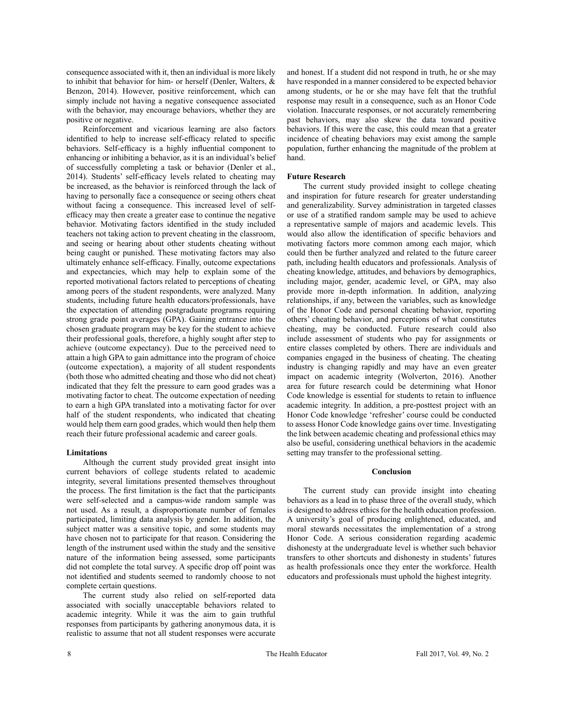consequence associated with it, then an individual is more likely to inhibit that behavior for him- or herself (Denler, Walters, & Benzon, 2014). However, positive reinforcement, which can simply include not having a negative consequence associated with the behavior, may encourage behaviors, whether they are positive or negative.

Reinforcement and vicarious learning are also factors identified to help to increase self-efficacy related to specific behaviors. Self-efficacy is a highly influential component to enhancing or inhibiting a behavior, as it is an individual's belief of successfully completing a task or behavior (Denler et al., 2014). Students' self-efficacy levels related to cheating may be increased, as the behavior is reinforced through the lack of having to personally face a consequence or seeing others cheat without facing a consequence. This increased level of self-efficacy may then create a greater ease to continue the negative behavior. Motivating factors identified in the study included teachers not taking action to prevent cheating in the classroom, and seeing or hearing about other students cheating without being caught or punished. These motivating factors may also ultimately enhance self-efficacy. Finally, outcome expectations and expectancies, which may help to explain some of the reported motivational factors related to perceptions of cheating among peers of the student respondents, were analyzed. Many students, including future health educators/professionals, have the expectation of attending postgraduate programs requiring strong grade point averages (GPA). Gaining entrance into the chosen graduate program may be key for the student to achieve their professional goals, therefore, a highly sought after step to achieve (outcome expectancy). Due to the perceived need to attain a high GPA to gain admittance into the program of choice (outcome expectation), a majority of all student respondents (both those who admitted cheating and those who did not cheat) indicated that they felt the pressure to earn good grades was a motivating factor to cheat. The outcome expectation of needing to earn a high GPA translated into a motivating factor for over half of the student respondents, who indicated that cheating would help them earn good grades, which would then help them reach their future professional academic and career goals.

**Limitations**

Although the current study provided great insight into current behaviors of college students related to academic integrity, several limitations presented themselves throughout the process. The first limitation is the fact that the participants were self-selected and a campus-wide random sample was not used. As a result, a disproportionate number of females participated, limiting data analysis by gender. In addition, the subject matter was a sensitive topic, and some students may have chosen not to participate for that reason. Considering the length of the instrument used within the study and the sensitive nature of the information being assessed, some participants did not complete the total survey. A specific drop off point was not identified and students seemed to randomly choose to not complete certain questions.

The current study also relied on self-reported data associated with socially unacceptable behaviors related to academic integrity. While it was the aim to gain truthful responses from participants by gathering anonymous data, it is realistic to assume that not all student responses were accurate and honest. If a student did not respond in truth, he or she may have responded in a manner considered to be expected behavior among students, or he or she may have felt that the truthful response may result in a consequence, such as an Honor Code violation. Inaccurate responses, or not accurately remembering past behaviors, may also skew the data toward positive behaviors. If this were the case, this could mean that a greater incidence of cheating behaviors may exist among the sample population, further enhancing the magnitude of the problem at hand.

**Future Research**

The current study provided insight to college cheating and inspiration for future research for greater understanding and generalizability. Survey administration in targeted classes or use of a stratified random sample may be used to achieve a representative sample of majors and academic levels. This would also allow the identification of specific behaviors and motivating factors more common among each major, which could then be further analyzed and related to the future career path, including health educators and professionals. Analysis of cheating knowledge, attitudes, and behaviors by demographics, including major, gender, academic level, or GPA, may also provide more in-depth information. In addition, analyzing relationships, if any, between the variables, such as knowledge of the Honor Code and personal cheating behavior, reporting others' cheating behavior, and perceptions of what constitutes cheating, may be conducted. Future research could also include assessment of students who pay for assignments or entire classes completed by others. There are individuals and companies engaged in the business of cheating. The cheating industry is changing rapidly and may have an even greater impact on academic integrity (Wolverton, 2016). Another area for future research could be determining what Honor Code knowledge is essential for students to retain to influence academic integrity. In addition, a pre-posttest project with an Honor Code knowledge 'refresher' course could be conducted to assess Honor Code knowledge gains over time. Investigating the link between academic cheating and professional ethics may also be useful, considering unethical behaviors in the academic setting may transfer to the professional setting.

## Conclusion

The current study can provide insight into cheating behaviors as a lead in to phase three of the overall study, which is designed to address ethics for the health education profession. A university's goal of producing enlightened, educated, and moral stewards necessitates the implementation of a strong Honor Code. A serious consideration regarding academic dishonesty at the undergraduate level is whether such behavior transfers to other shortcuts and dishonesty in students' futures as health professionals once they enter the workforce. Health educators and professionals must uphold the highest integrity.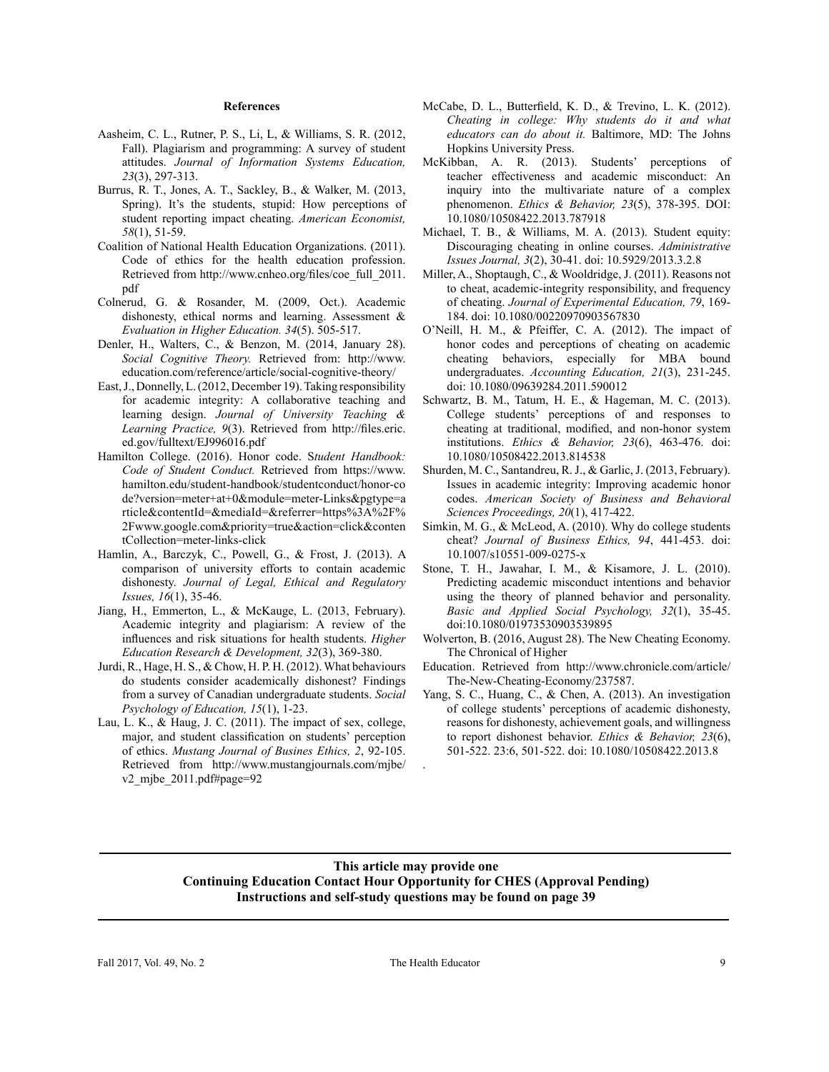### References

Aasheim, C. L., Rutner, P. S., Li, L, & Williams, S. R. (2012, Fall). Plagiarism and programming: A survey of student attitudes. *Journal of Information Systems Education, 23*(3), 297-313.

Burrus, R. T., Jones, A. T., Sackley, B., & Walker, M. (2013, Spring). It's the students, stupid: How perceptions of student reporting impact cheating. *American Economist, 58*(1), 51-59.

Coalition of National Health Education Organizations. (2011). Code of ethics for the health education profession. Retrieved from http://www.cnheo.org/files/coe_full_2011.pdf

Colnerud, G. & Rosander, M. (2009, Oct.). Academic dishonesty, ethical norms and learning. Assessment & *Evaluation in Higher Education. 34*(5). 505-517.

Denler, H., Walters, C., & Benzon, M. (2014, January 28). *Social Cognitive Theory.* Retrieved from: http://www.education.com/reference/article/social-cognitive-theory/

East, J., Donnelly, L. (2012, December 19). Taking responsibility for academic integrity: A collaborative teaching and learning design. *Journal of University Teaching & Learning Practice, 9*(3). Retrieved from http://files.eric.ed.gov/fulltext/EJ996016.pdf

Hamilton College. (2016). Honor code. S*tudent Handbook: Code of Student Conduct.* Retrieved from https://www.hamilton.edu/student-handbook/studentconduct/honor-code?version=meter+at+0&module=meter-Links&pgtype=article&contentId=&mediaId=&referrer=https%3A%2F%2Fwww.google.com&priority=true&action=click&contentCollection=meter-links-click

Hamlin, A., Barczyk, C., Powell, G., & Frost, J. (2013). A comparison of university efforts to contain academic dishonesty. *Journal of Legal, Ethical and Regulatory Issues, 16*(1), 35-46.

Jiang, H., Emmerton, L., & McKauge, L. (2013, February). Academic integrity and plagiarism: A review of the influences and risk situations for health students. *Higher Education Research & Development, 32*(3), 369-380.

Jurdi, R., Hage, H. S., & Chow, H. P. H. (2012). What behaviours do students consider academically dishonest? Findings from a survey of Canadian undergraduate students. *Social Psychology of Education, 15*(1), 1-23.

Lau, L. K., & Haug, J. C. (2011). The impact of sex, college, major, and student classification on students' perception of ethics. *Mustang Journal of Busines Ethics, 2*, 92-105. Retrieved from http://www.mustangjournals.com/mjbe/v2_mjbe_2011.pdf#page=92

McCabe, D. L., Butterfield, K. D., & Trevino, L. K. (2012). *Cheating in college: Why students do it and what educators can do about it.* Baltimore, MD: The Johns Hopkins University Press.

McKibban, A. R. (2013). Students' perceptions of teacher effectiveness and academic misconduct: An inquiry into the multivariate nature of a complex phenomenon. *Ethics & Behavior, 23*(5), 378-395. DOI: 10.1080/10508422.2013.787918

Michael, T. B., & Williams, M. A. (2013). Student equity: Discouraging cheating in online courses. *Administrative Issues Journal, 3*(2), 30-41. doi: 10.5929/2013.3.2.8

Miller, A., Shoptaugh, C., & Wooldridge, J. (2011). Reasons not to cheat, academic-integrity responsibility, and frequency of cheating. *Journal of Experimental Education, 79*, 169-184. doi: 10.1080/00220970903567830

O'Neill, H. M., & Pfeiffer, C. A. (2012). The impact of honor codes and perceptions of cheating on academic cheating behaviors, especially for MBA bound undergraduates. *Accounting Education, 21*(3), 231-245. doi: 10.1080/09639284.2011.590012

Schwartz, B. M., Tatum, H. E., & Hageman, M. C. (2013). College students' perceptions of and responses to cheating at traditional, modified, and non-honor system institutions. *Ethics & Behavior, 23*(6), 463-476. doi: 10.1080/10508422.2013.814538

Shurden, M. C., Santandreu, R. J., & Garlic, J. (2013, February). Issues in academic integrity: Improving academic honor codes. *American Society of Business and Behavioral Sciences Proceedings, 20*(1), 417-422.

Simkin, M. G., & McLeod, A. (2010). Why do college students cheat? *Journal of Business Ethics, 94*, 441-453. doi: 10.1007/s10551-009-0275-x

Stone, T. H., Jawahar, I. M., & Kisamore, J. L. (2010). Predicting academic misconduct intentions and behavior using the theory of planned behavior and personality. *Basic and Applied Social Psychology, 32*(1), 35-45. doi:10.1080/01973530903539895

Wolverton, B. (2016, August 28). The New Cheating Economy. The Chronical of Higher

Education. Retrieved from http://www.chronicle.com/article/The-New-Cheating-Economy/237587.

Yang, S. C., Huang, C., & Chen, A. (2013). An investigation of college students' perceptions of academic dishonesty, reasons for dishonesty, achievement goals, and willingness to report dishonest behavior. *Ethics & Behavior, 23*(6), 501-522. 23:6, 501-522. doi: 10.1080/10508422.2013.8

.

---

**This article may provide one**
**Continuing Education Contact Hour Opportunity for CHES (Approval Pending)**
**Instructions and self-study questions may be found on page 39**

---